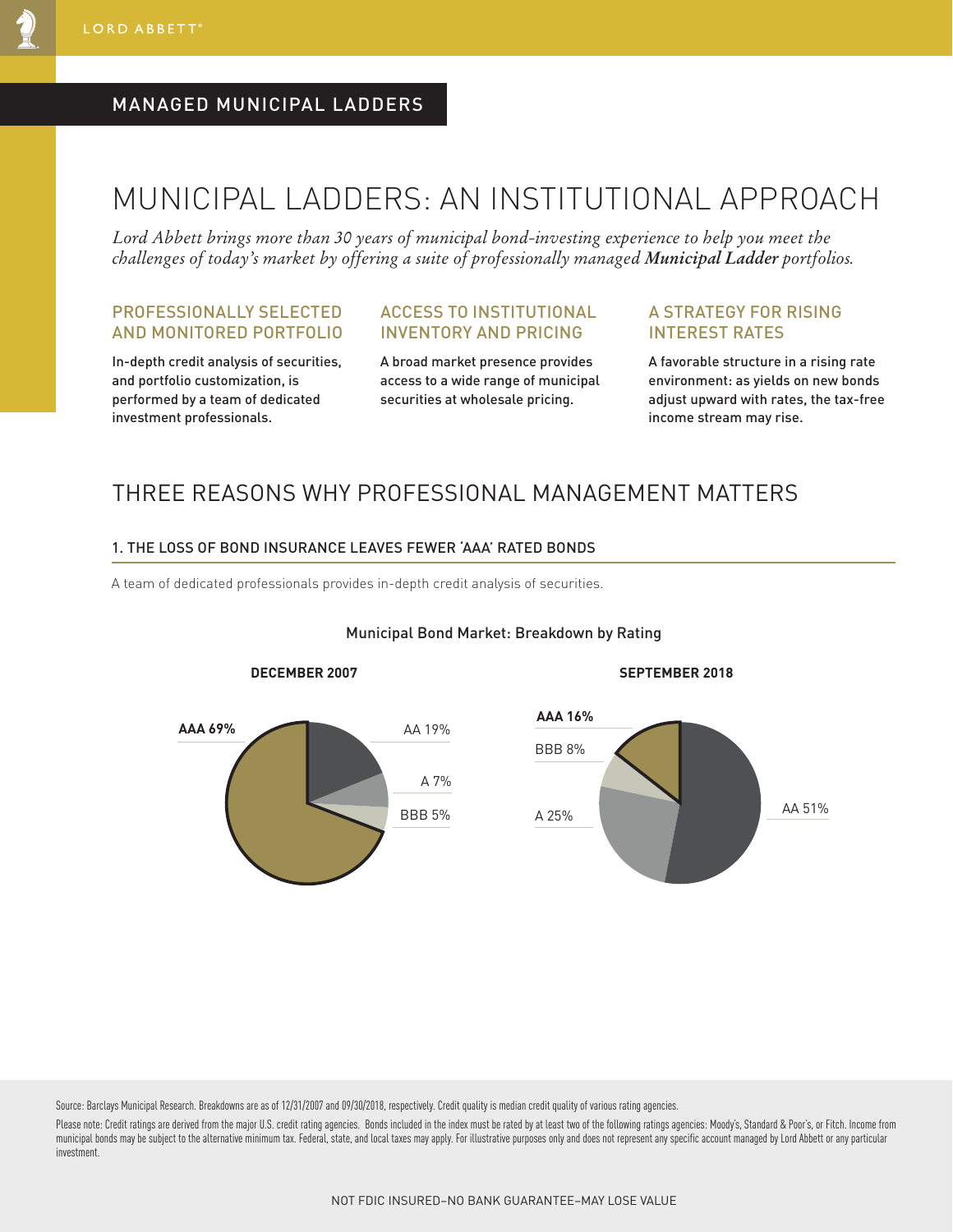MANAGED MUNICIPAL LADDERS

# MUNICIPAL LADDERS: AN INSTITUTIONAL APPROACH

*Lord Abbett brings more than 30 years of municipal bond-investing experience to help you meet the challenges of today's market by offering a suite of professionally managed **Municipal Ladder** portfolios.*

### PROFESSIONALLY SELECTED AND MONITORED PORTFOLIO

In-depth credit analysis of securities, and portfolio customization, is performed by a team of dedicated investment professionals.

### ACCESS TO INSTITUTIONAL INVENTORY AND PRICING

A broad market presence provides access to a wide range of municipal securities at wholesale pricing.

### A STRATEGY FOR RISING INTEREST RATES

A favorable structure in a rising rate environment: as yields on new bonds adjust upward with rates, the tax-free income stream may rise.

## THREE REASONS WHY PROFESSIONAL MANAGEMENT MATTERS

### 1. THE LOSS OF BOND INSURANCE LEAVES FEWER 'AAA' RATED BONDS

A team of dedicated professionals provides in-depth credit analysis of securities.

Municipal Bond Market: Breakdown by Rating

| Rating | DECEMBER 2007 | SEPTEMBER 2018 |
|---|---|---|
| AAA | 69% | 16% |
| AA | 19% | 51% |
| A | 7% | 25% |
| BBB | 5% | 8% |

Source: Barclays Municipal Research. Breakdowns are as of 12/31/2007 and 09/30/2018, respectively. Credit quality is median credit quality of various rating agencies.

Please note: Credit ratings are derived from the major U.S. credit rating agencies. Bonds included in the index must be rated by at least two of the following ratings agencies: Moody's, Standard & Poor's, or Fitch. Income from municipal bonds may be subject to the alternative minimum tax. Federal, state, and local taxes may apply. For illustrative purposes only and does not represent any specific account managed by Lord Abbett or any particular investment.

NOT FDIC INSURED–NO BANK GUARANTEE–MAY LOSE VALUE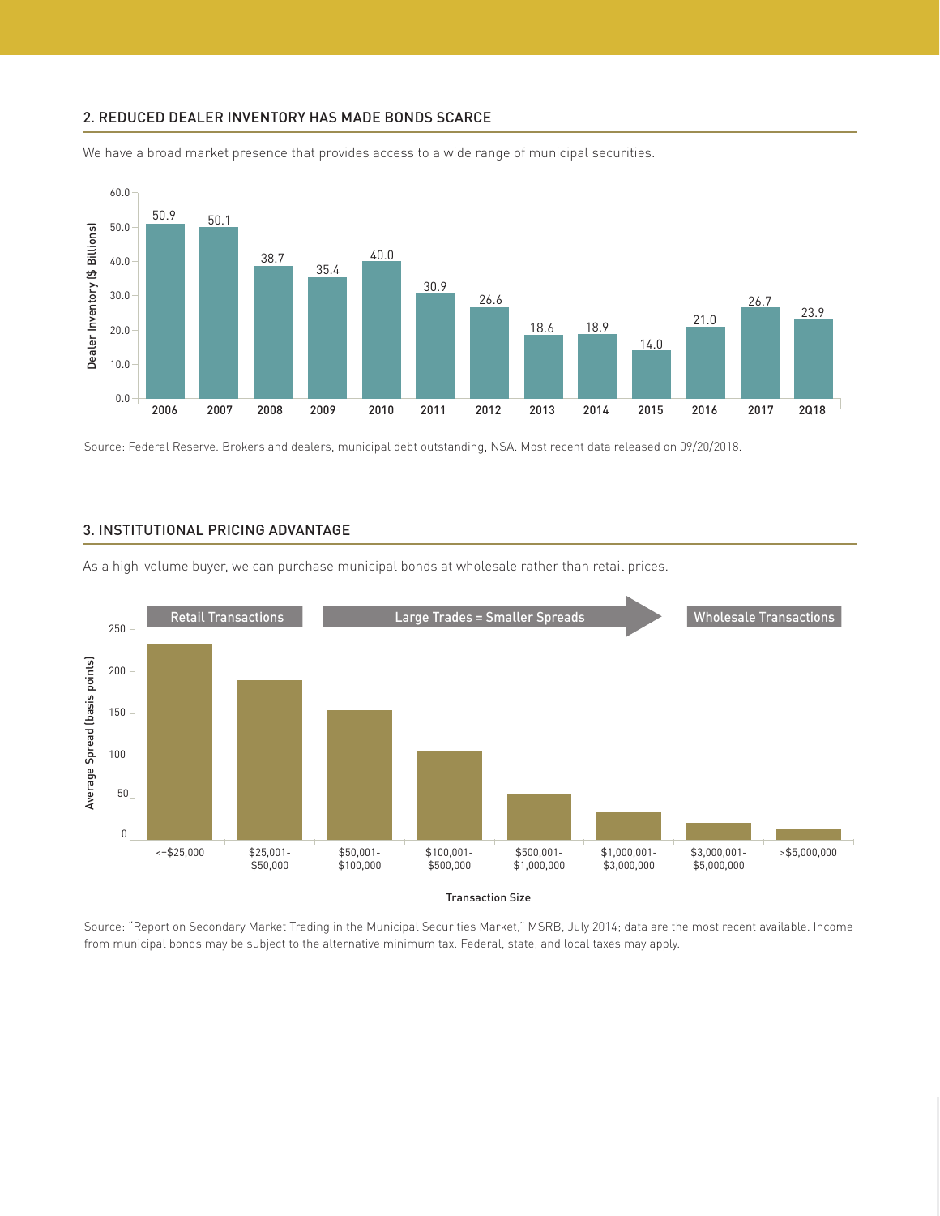## 2. REDUCED DEALER INVENTORY HAS MADE BONDS SCARCE

We have a broad market presence that provides access to a wide range of municipal securities.

| Year | Dealer Inventory ($ Billions) |
|---|---|
| 2006 | 50.9 |
| 2007 | 50.1 |
| 2008 | 38.7 |
| 2009 | 35.4 |
| 2010 | 40.0 |
| 2011 | 30.9 |
| 2012 | 26.6 |
| 2013 | 18.6 |
| 2014 | 18.9 |
| 2015 | 14.0 |
| 2016 | 21.0 |
| 2017 | 26.7 |
| 2Q18 | 23.9 |

Source: Federal Reserve. Brokers and dealers, municipal debt outstanding, NSA. Most recent data released on 09/20/2018.

## 3. INSTITUTIONAL PRICING ADVANTAGE

As a high-volume buyer, we can purchase municipal bonds at wholesale rather than retail prices.

Retail Transactions → Large Trades = Smaller Spreads → Wholesale Transactions

Average Spread (basis points) by Transaction Size: <=$25,000; $25,001-$50,000; $50,001-$100,000; $100,001-$500,000; $500,001-$1,000,000; $1,000,001-$3,000,000; $3,000,001-$5,000,000; >$5,000,000

Source: "Report on Secondary Market Trading in the Municipal Securities Market," MSRB, July 2014; data are the most recent available. Income from municipal bonds may be subject to the alternative minimum tax. Federal, state, and local taxes may apply.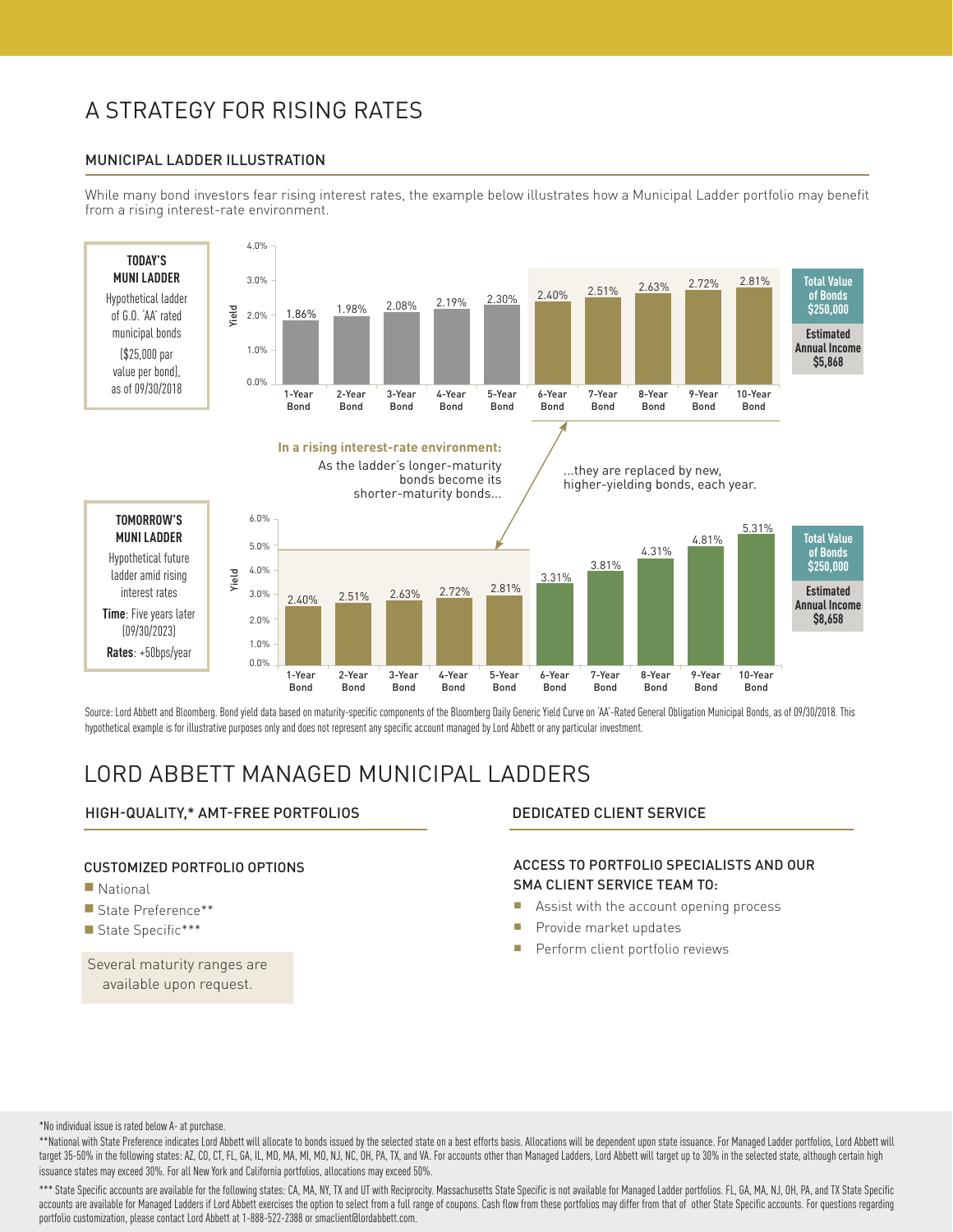# A STRATEGY FOR RISING RATES

## MUNICIPAL LADDER ILLUSTRATION

While many bond investors fear rising interest rates, the example below illustrates how a Municipal Ladder portfolio may benefit from a rising interest-rate environment.

**TODAY'S MUNI LADDER**

Hypothetical ladder of G.O. 'AA' rated municipal bonds ($25,000 par value per bond), as of 09/30/2018

| Bond | Yield |
|---|---|
| 1-Year Bond | 1.86% |
| 2-Year Bond | 1.98% |
| 3-Year Bond | 2.08% |
| 4-Year Bond | 2.19% |
| 5-Year Bond | 2.30% |
| 6-Year Bond | 2.40% |
| 7-Year Bond | 2.51% |
| 8-Year Bond | 2.63% |
| 9-Year Bond | 2.72% |
| 10-Year Bond | 2.81% |

**Total Value of Bonds $250,000**

**Estimated Annual Income $5,868**

**In a rising interest-rate environment:** As the ladder's longer-maturity bonds become its shorter-maturity bonds... ...they are replaced by new, higher-yielding bonds, each year.

**TOMORROW'S MUNI LADDER**

Hypothetical future ladder amid rising interest rates

**Time**: Five years later (09/30/2023)

**Rates**: +50bps/year

| Bond | Yield |
|---|---|
| 1-Year Bond | 2.40% |
| 2-Year Bond | 2.51% |
| 3-Year Bond | 2.63% |
| 4-Year Bond | 2.72% |
| 5-Year Bond | 2.81% |
| 6-Year Bond | 3.31% |
| 7-Year Bond | 3.81% |
| 8-Year Bond | 4.31% |
| 9-Year Bond | 4.81% |
| 10-Year Bond | 5.31% |

**Total Value of Bonds $250,000**

**Estimated Annual Income $8,658**

Source: Lord Abbett and Bloomberg. Bond yield data based on maturity-specific components of the Bloomberg Daily Generic Yield Curve on 'AA'-Rated General Obligation Municipal Bonds, as of 09/30/2018. This hypothetical example is for illustrative purposes only and does not represent any specific account managed by Lord Abbett or any particular investment.

# LORD ABBETT MANAGED MUNICIPAL LADDERS

## HIGH-QUALITY,* AMT-FREE PORTFOLIOS

### CUSTOMIZED PORTFOLIO OPTIONS

- National
- State Preference**
- State Specific***

Several maturity ranges are available upon request.

## DEDICATED CLIENT SERVICE

### ACCESS TO PORTFOLIO SPECIALISTS AND OUR SMA CLIENT SERVICE TEAM TO:

- Assist with the account opening process
- Provide market updates
- Perform client portfolio reviews

*No individual issue is rated below A- at purchase.

**National with State Preference indicates Lord Abbett will allocate to bonds issued by the selected state on a best efforts basis. Allocations will be dependent upon state issuance. For Managed Ladder portfolios, Lord Abbett will target 35-50% in the following states: AZ, CO, CT, FL, GA, IL, MD, MA, MI, MO, NJ, NC, OH, PA, TX, and VA. For accounts other than Managed Ladders, Lord Abbett will target up to 30% in the selected state, although certain high issuance states may exceed 30%. For all New York and California portfolios, allocations may exceed 50%.

*** State Specific accounts are available for the following states: CA, MA, NY, TX and UT with Reciprocity. Massachusetts State Specific is not available for Managed Ladder portfolios. FL, GA, MA, NJ, OH, PA, and TX State Specific accounts are available for Managed Ladders if Lord Abbett exercises the option to select from a full range of coupons. Cash flow from these portfolios may differ from that of other State Specific accounts. For questions regarding portfolio customization, please contact Lord Abbett at 1-888-522-2388 or smaclient@lordabbett.com.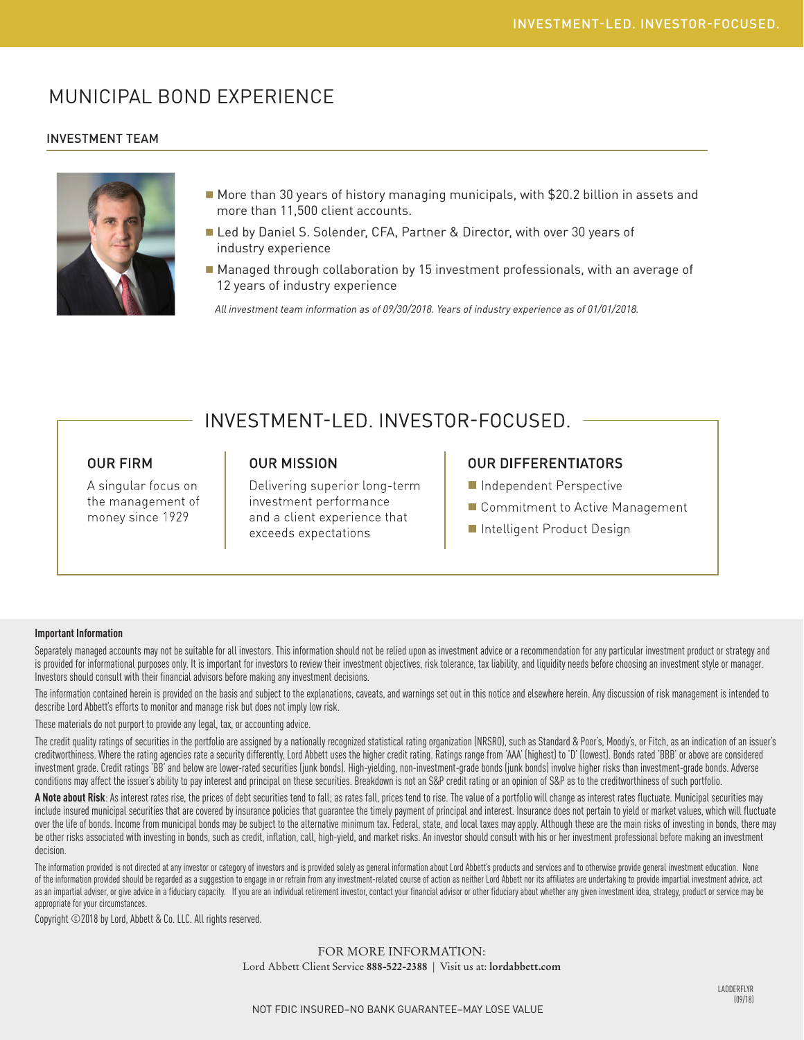# MUNICIPAL BOND EXPERIENCE

## INVESTMENT TEAM

- More than 30 years of history managing municipals, with $20.2 billion in assets and more than 11,500 client accounts.
- Led by Daniel S. Solender, CFA, Partner & Director, with over 30 years of industry experience
- Managed through collaboration by 15 investment professionals, with an average of 12 years of industry experience

*All investment team information as of 09/30/2018. Years of industry experience as of 01/01/2018.*

## INVESTMENT-LED. INVESTOR-FOCUSED.

### OUR FIRM

A singular focus on the management of money since 1929

### OUR MISSION

Delivering superior long-term investment performance and a client experience that exceeds expectations

### OUR DIFFERENTIATORS

- Independent Perspective
- Commitment to Active Management
- Intelligent Product Design

**Important Information**

Separately managed accounts may not be suitable for all investors. This information should not be relied upon as investment advice or a recommendation for any particular investment product or strategy and is provided for informational purposes only. It is important for investors to review their investment objectives, risk tolerance, tax liability, and liquidity needs before choosing an investment style or manager. Investors should consult with their financial advisors before making any investment decisions.

The information contained herein is provided on the basis and subject to the explanations, caveats, and warnings set out in this notice and elsewhere herein. Any discussion of risk management is intended to describe Lord Abbett's efforts to monitor and manage risk but does not imply low risk.

These materials do not purport to provide any legal, tax, or accounting advice.

The credit quality ratings of securities in the portfolio are assigned by a nationally recognized statistical rating organization (NRSRO), such as Standard & Poor's, Moody's, or Fitch, as an indication of an issuer's creditworthiness. Where the rating agencies rate a security differently, Lord Abbett uses the higher credit rating. Ratings range from 'AAA' (highest) to 'D' (lowest). Bonds rated 'BBB' or above are considered investment grade. Credit ratings 'BB' and below are lower-rated securities (junk bonds). High-yielding, non-investment-grade bonds (junk bonds) involve higher risks than investment-grade bonds. Adverse conditions may affect the issuer's ability to pay interest and principal on these securities. Breakdown is not an S&P credit rating or an opinion of S&P as to the creditworthiness of such portfolio.

**A Note about Risk**: As interest rates rise, the prices of debt securities tend to fall; as rates fall, prices tend to rise. The value of a portfolio will change as interest rates fluctuate. Municipal securities may include insured municipal securities that are covered by insurance policies that guarantee the timely payment of principal and interest. Insurance does not pertain to yield or market values, which will fluctuate over the life of bonds. Income from municipal bonds may be subject to the alternative minimum tax. Federal, state, and local taxes may apply. Although these are the main risks of investing in bonds, there may be other risks associated with investing in bonds, such as credit, inflation, call, high-yield, and market risks. An investor should consult with his or her investment professional before making an investment decision.

The information provided is not directed at any investor or category of investors and is provided solely as general information about Lord Abbett's products and services and to otherwise provide general investment education. None of the information provided should be regarded as a suggestion to engage in or refrain from any investment-related course of action as neither Lord Abbett nor its affiliates are undertaking to provide impartial investment advice, act as an impartial adviser, or give advice in a fiduciary capacity. If you are an individual retirement investor, contact your financial advisor or other fiduciary about whether any given investment idea, strategy, product or service may be appropriate for your circumstances.

Copyright ©2018 by Lord, Abbett & Co. LLC. All rights reserved.

FOR MORE INFORMATION:
Lord Abbett Client Service **888-522-2388** | Visit us at: **lordabbett.com**

LADDERFLYR
(09/18)

NOT FDIC INSURED–NO BANK GUARANTEE–MAY LOSE VALUE